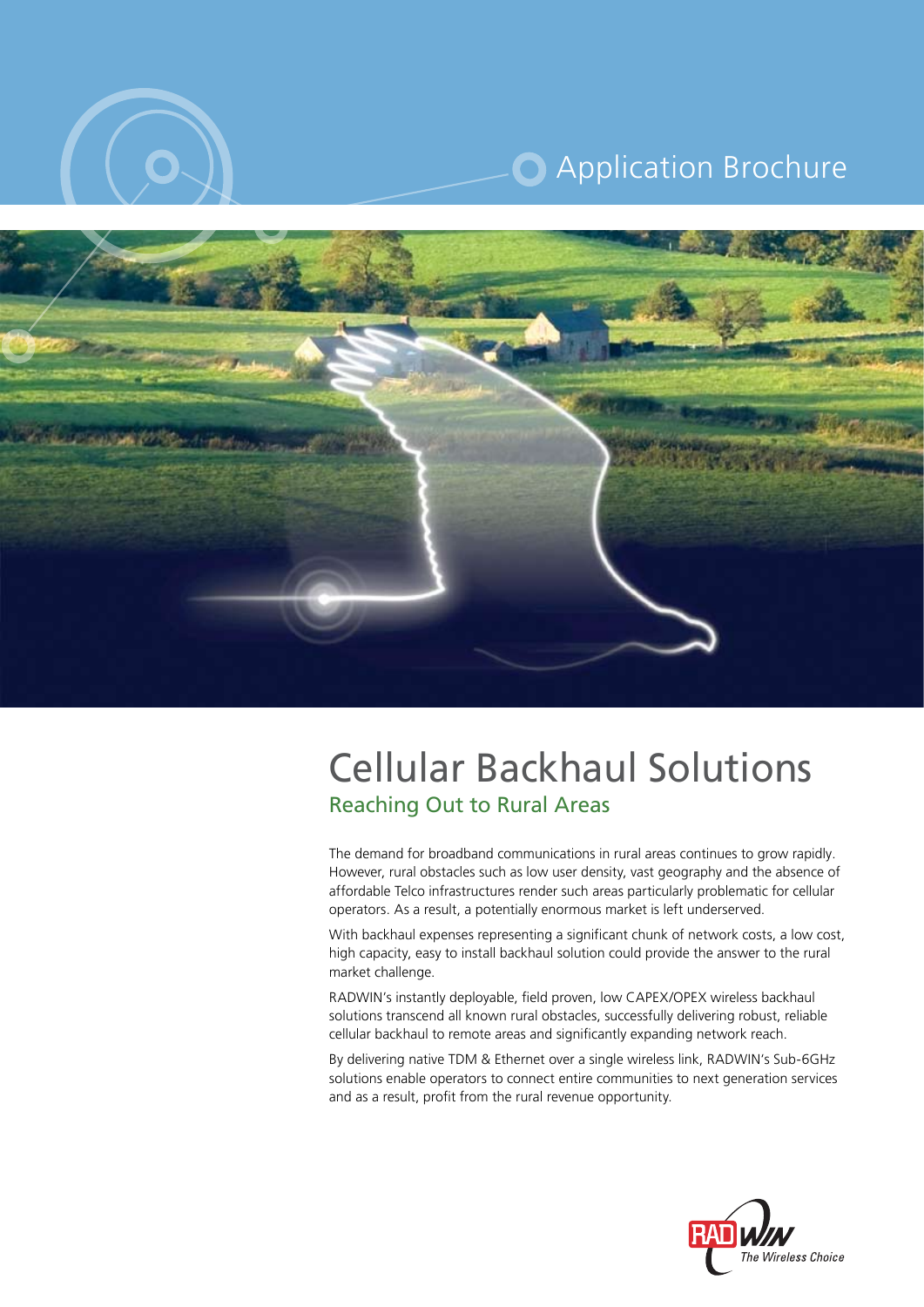Application Brochure

# Cellular Backhaul Solutions

## Reaching Out to Rural Areas

The demand for broadband communications in rural areas continues to grow rapidly. However, rural obstacles such as low user density, vast geography and the absence of affordable Telco infrastructures render such areas particularly problematic for cellular operators. As a result, a potentially enormous market is left underserved.

With backhaul expenses representing a significant chunk of network costs, a low cost, high capacity, easy to install backhaul solution could provide the answer to the rural market challenge.

RADWIN's instantly deployable, field proven, low CAPEX/OPEX wireless backhaul solutions transcend all known rural obstacles, successfully delivering robust, reliable cellular backhaul to remote areas and significantly expanding network reach.

By delivering native TDM & Ethernet over a single wireless link, RADWIN's Sub-6GHz solutions enable operators to connect entire communities to next generation services and as a result, profit from the rural revenue opportunity.

RADWIN The Wireless Choice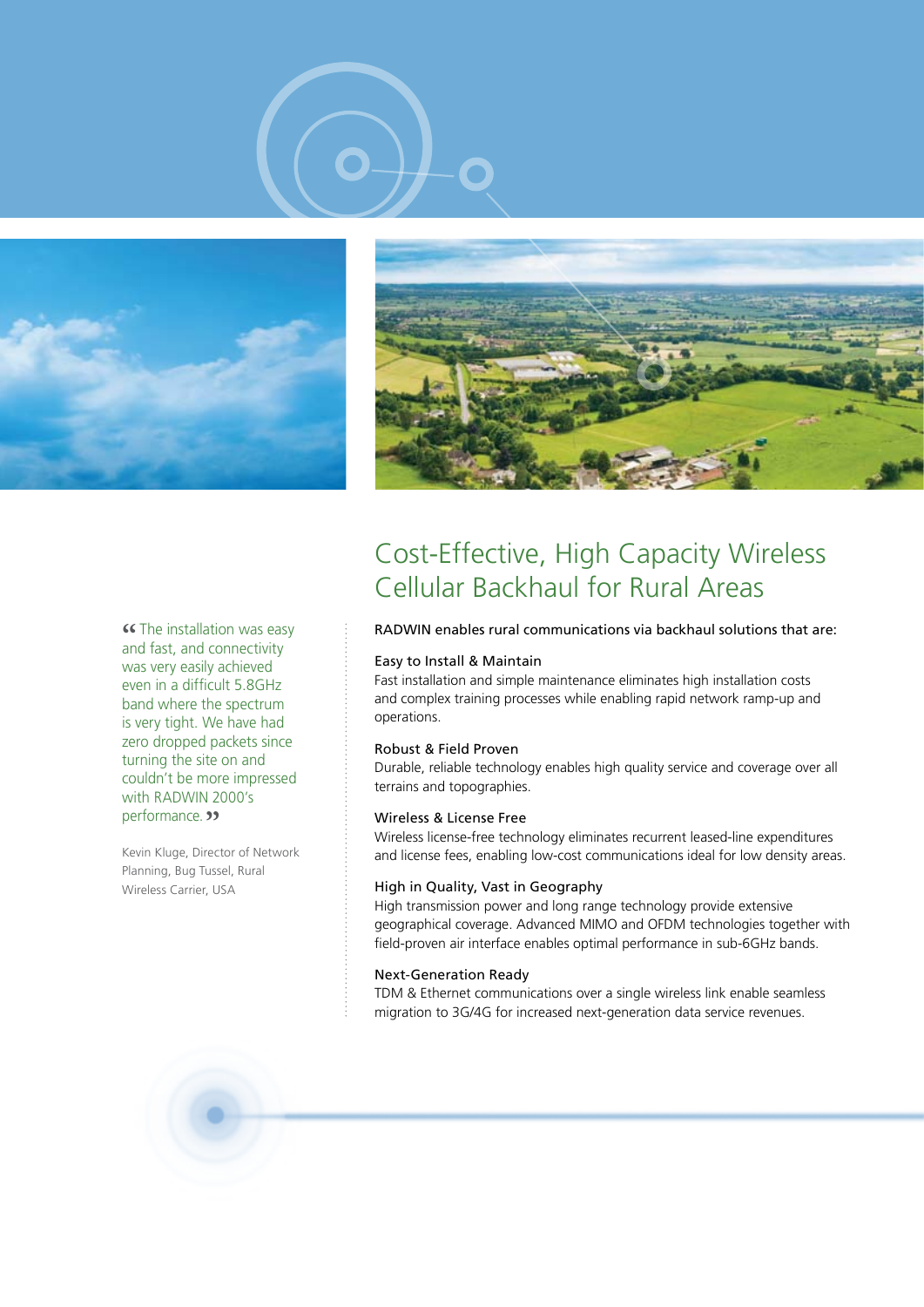# Cost-Effective, High Capacity Wireless Cellular Backhaul for Rural Areas

> “The installation was easy and fast, and connectivity was very easily achieved even in a difficult 5.8GHz band where the spectrum is very tight. We have had zero dropped packets since turning the site on and couldn't be more impressed with RADWIN 2000's performance.”
>
> Kevin Kluge, Director of Network Planning, Bug Tussel, Rural Wireless Carrier, USA

RADWIN enables rural communications via backhaul solutions that are:

### Easy to Install & Maintain

Fast installation and simple maintenance eliminates high installation costs and complex training processes while enabling rapid network ramp-up and operations.

### Robust & Field Proven

Durable, reliable technology enables high quality service and coverage over all terrains and topographies.

### Wireless & License Free

Wireless license-free technology eliminates recurrent leased-line expenditures and license fees, enabling low-cost communications ideal for low density areas.

### High in Quality, Vast in Geography

High transmission power and long range technology provide extensive geographical coverage. Advanced MIMO and OFDM technologies together with field-proven air interface enables optimal performance in sub-6GHz bands.

### Next-Generation Ready

TDM & Ethernet communications over a single wireless link enable seamless migration to 3G/4G for increased next-generation data service revenues.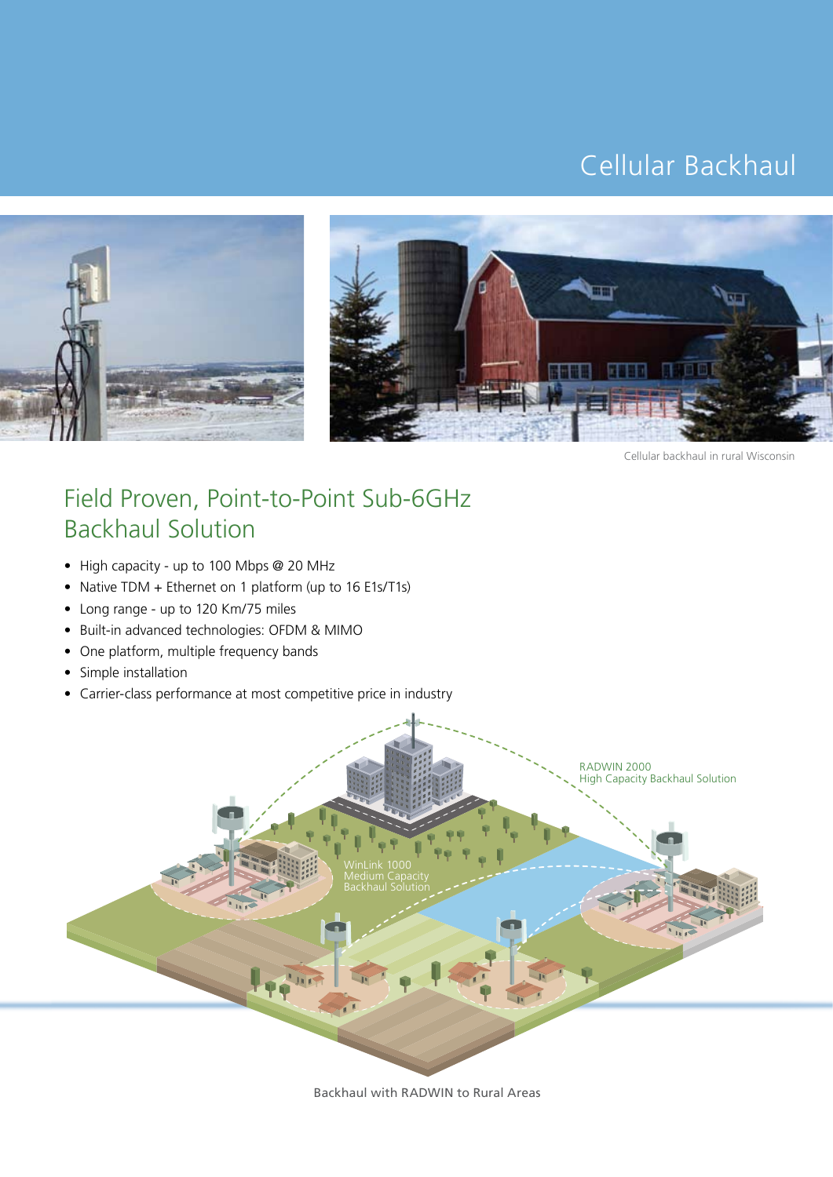# Cellular Backhaul

Cellular backhaul in rural Wisconsin

## Field Proven, Point-to-Point Sub-6GHz Backhaul Solution

- High capacity - up to 100 Mbps @ 20 MHz
- Native TDM + Ethernet on 1 platform (up to 16 E1s/T1s)
- Long range - up to 120 Km/75 miles
- Built-in advanced technologies: OFDM & MIMO
- One platform, multiple frequency bands
- Simple installation
- Carrier-class performance at most competitive price in industry

RADWIN 2000
High Capacity Backhaul Solution

WinLink 1000
Medium Capacity
Backhaul Solution

Backhaul with RADWIN to Rural Areas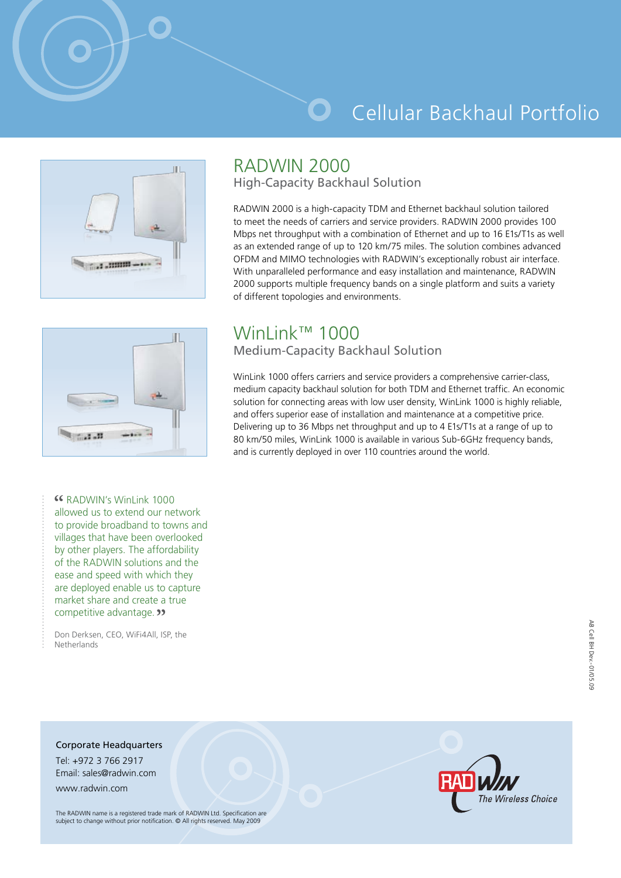# Cellular Backhaul Portfolio

## RADWIN 2000

### High-Capacity Backhaul Solution

RADWIN 2000 is a high-capacity TDM and Ethernet backhaul solution tailored to meet the needs of carriers and service providers. RADWIN 2000 provides 100 Mbps net throughput with a combination of Ethernet and up to 16 E1s/T1s as well as an extended range of up to 120 km/75 miles. The solution combines advanced OFDM and MIMO technologies with RADWIN's exceptionally robust air interface. With unparalleled performance and easy installation and maintenance, RADWIN 2000 supports multiple frequency bands on a single platform and suits a variety of different topologies and environments.

## WinLink™ 1000

### Medium-Capacity Backhaul Solution

WinLink 1000 offers carriers and service providers a comprehensive carrier-class, medium capacity backhaul solution for both TDM and Ethernet traffic. An economic solution for connecting areas with low user density, WinLink 1000 is highly reliable, and offers superior ease of installation and maintenance at a competitive price. Delivering up to 36 Mbps net throughput and up to 4 E1s/T1s at a range of up to 80 km/50 miles, WinLink 1000 is available in various Sub-6GHz frequency bands, and is currently deployed in over 110 countries around the world.

> “ RADWIN's WinLink 1000 allowed us to extend our network to provide broadband to towns and villages that have been overlooked by other players. The affordability of the RADWIN solutions and the ease and speed with which they are deployed enable us to capture market share and create a true competitive advantage. ”

Don Derksen, CEO, WiFi4All, ISP, the Netherlands

AB Cell BH Dev.-01/05.09

**Corporate Headquarters**

Tel: +972 3 766 2917

Email: sales@radwin.com

www.radwin.com

The RADWIN name is a registered trade mark of RADWIN Ltd. Specification are subject to change without prior notification. © All rights reserved. May 2009

RADWIN The Wireless Choice